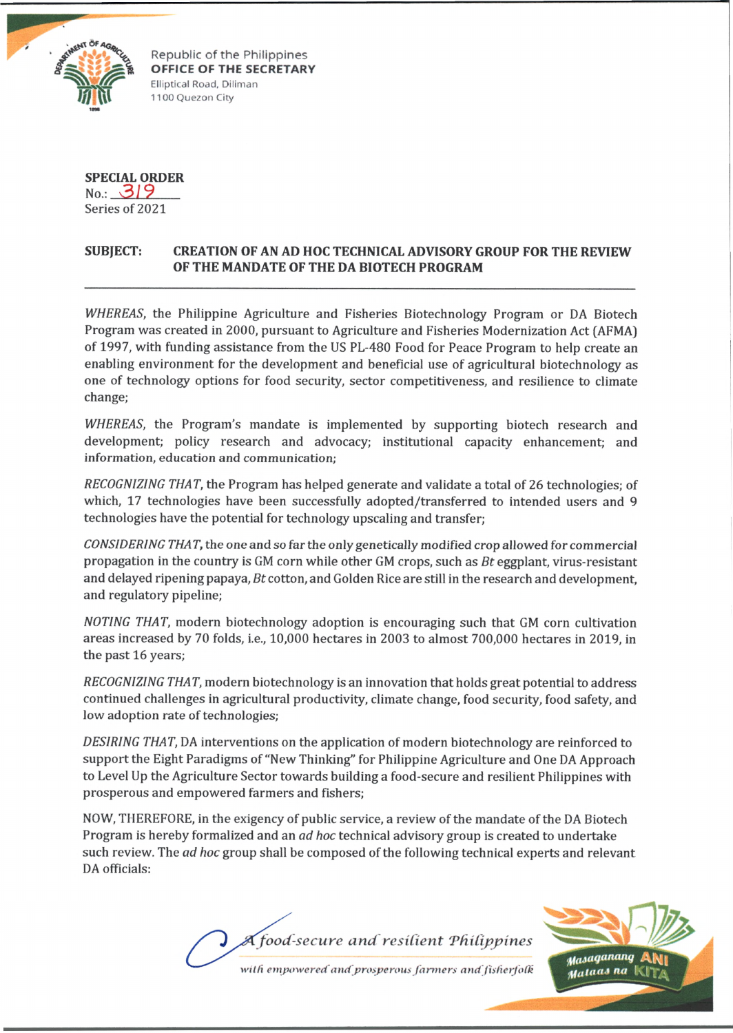Republic of the Philippines
**OFFICE OF THE SECRETARY**
Elliptical Road, Diliman
1100 Quezon City

**SPECIAL ORDER**
No.: 319
Series of 2021

**SUBJECT: CREATION OF AN AD HOC TECHNICAL ADVISORY GROUP FOR THE REVIEW OF THE MANDATE OF THE DA BIOTECH PROGRAM**

---

*WHEREAS*, the Philippine Agriculture and Fisheries Biotechnology Program or DA Biotech Program was created in 2000, pursuant to Agriculture and Fisheries Modernization Act (AFMA) of 1997, with funding assistance from the US PL-480 Food for Peace Program to help create an enabling environment for the development and beneficial use of agricultural biotechnology as one of technology options for food security, sector competitiveness, and resilience to climate change;

*WHEREAS*, the Program's mandate is implemented by supporting biotech research and development; policy research and advocacy; institutional capacity enhancement; and information, education and communication;

*RECOGNIZING THAT*, the Program has helped generate and validate a total of 26 technologies; of which, 17 technologies have been successfully adopted/transferred to intended users and 9 technologies have the potential for technology upscaling and transfer;

*CONSIDERING THAT*, the one and so far the only genetically modified crop allowed for commercial propagation in the country is GM corn while other GM crops, such as *Bt* eggplant, virus-resistant and delayed ripening papaya, *Bt* cotton, and Golden Rice are still in the research and development, and regulatory pipeline;

*NOTING THAT*, modern biotechnology adoption is encouraging such that GM corn cultivation areas increased by 70 folds, i.e., 10,000 hectares in 2003 to almost 700,000 hectares in 2019, in the past 16 years;

*RECOGNIZING THAT*, modern biotechnology is an innovation that holds great potential to address continued challenges in agricultural productivity, climate change, food security, food safety, and low adoption rate of technologies;

*DESIRING THAT*, DA interventions on the application of modern biotechnology are reinforced to support the Eight Paradigms of "New Thinking" for Philippine Agriculture and One DA Approach to Level Up the Agriculture Sector towards building a food-secure and resilient Philippines with prosperous and empowered farmers and fishers;

NOW, THEREFORE, in the exigency of public service, a review of the mandate of the DA Biotech Program is hereby formalized and an *ad hoc* technical advisory group is created to undertake such review. The *ad hoc* group shall be composed of the following technical experts and relevant DA officials: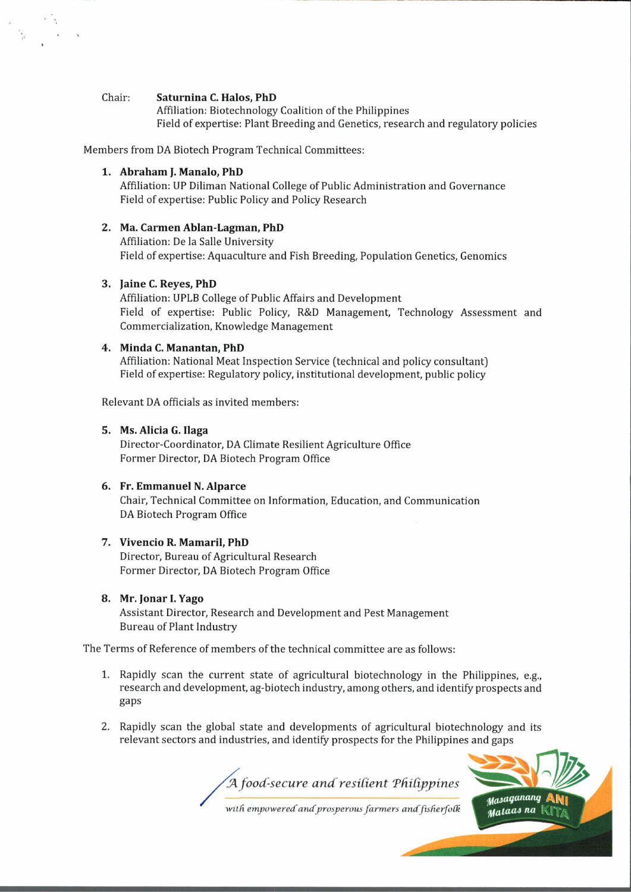Chair: **Saturnina C. Halos, PhD**
Affiliation: Biotechnology Coalition of the Philippines
Field of expertise: Plant Breeding and Genetics, research and regulatory policies

Members from DA Biotech Program Technical Committees:

1. **Abraham J. Manalo, PhD**
   Affiliation: UP Diliman National College of Public Administration and Governance
   Field of expertise: Public Policy and Policy Research

2. **Ma. Carmen Ablan-Lagman, PhD**
   Affiliation: De la Salle University
   Field of expertise: Aquaculture and Fish Breeding, Population Genetics, Genomics

3. **Jaine C. Reyes, PhD**
   Affiliation: UPLB College of Public Affairs and Development
   Field of expertise: Public Policy, R&D Management, Technology Assessment and Commercialization, Knowledge Management

4. **Minda C. Manantan, PhD**
   Affiliation: National Meat Inspection Service (technical and policy consultant)
   Field of expertise: Regulatory policy, institutional development, public policy

Relevant DA officials as invited members:

5. **Ms. Alicia G. Ilaga**
   Director-Coordinator, DA Climate Resilient Agriculture Office
   Former Director, DA Biotech Program Office

6. **Fr. Emmanuel N. Alparce**
   Chair, Technical Committee on Information, Education, and Communication
   DA Biotech Program Office

7. **Vivencio R. Mamaril, PhD**
   Director, Bureau of Agricultural Research
   Former Director, DA Biotech Program Office

8. **Mr. Jonar I. Yago**
   Assistant Director, Research and Development and Pest Management
   Bureau of Plant Industry

The Terms of Reference of members of the technical committee are as follows:

1. Rapidly scan the current state of agricultural biotechnology in the Philippines, e.g., research and development, ag-biotech industry, among others, and identify prospects and gaps

2. Rapidly scan the global state and developments of agricultural biotechnology and its relevant sectors and industries, and identify prospects for the Philippines and gaps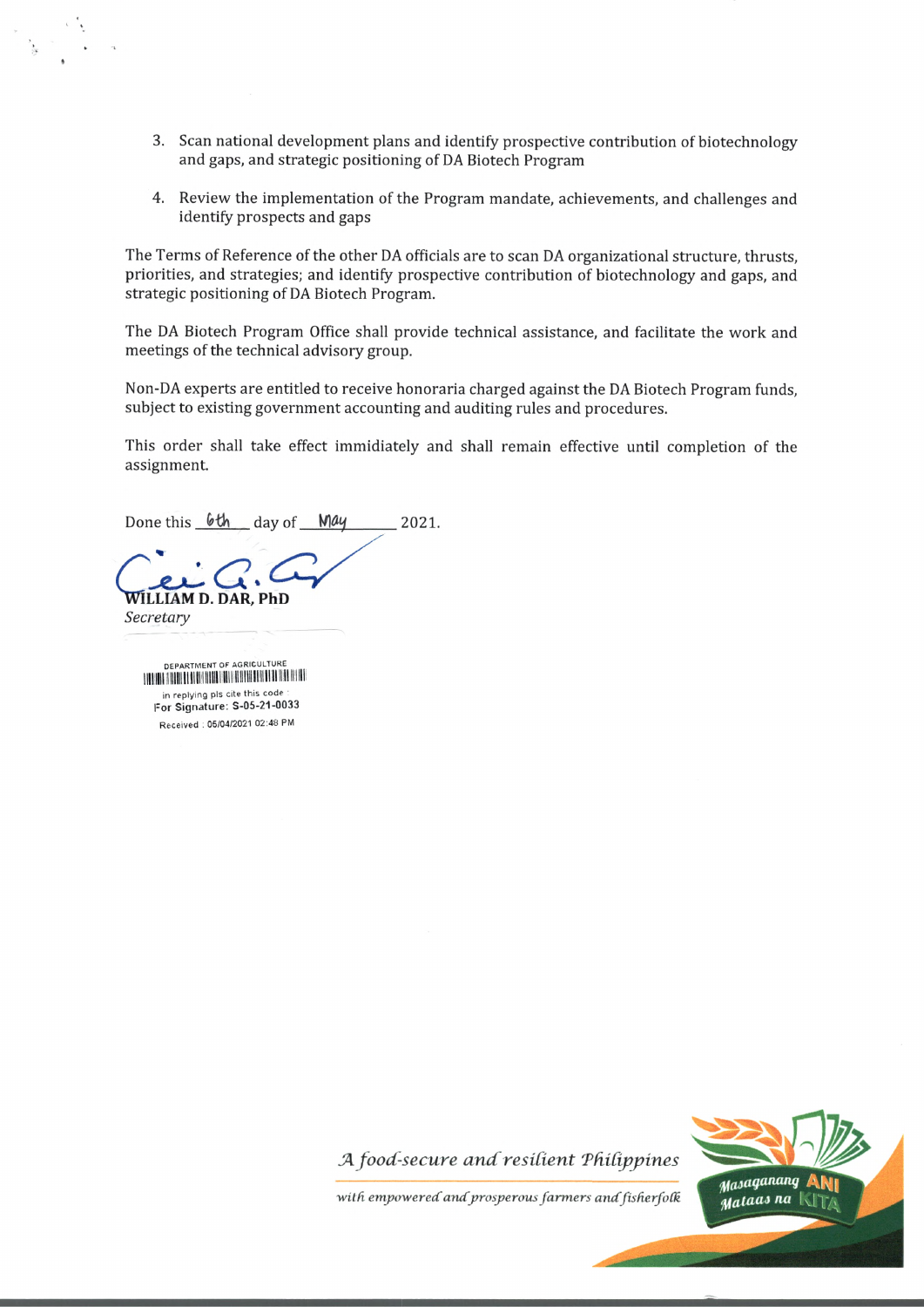3. Scan national development plans and identify prospective contribution of biotechnology and gaps, and strategic positioning of DA Biotech Program

4. Review the implementation of the Program mandate, achievements, and challenges and identify prospects and gaps

The Terms of Reference of the other DA officials are to scan DA organizational structure, thrusts, priorities, and strategies; and identify prospective contribution of biotechnology and gaps, and strategic positioning of DA Biotech Program.

The DA Biotech Program Office shall provide technical assistance, and facilitate the work and meetings of the technical advisory group.

Non-DA experts are entitled to receive honoraria charged against the DA Biotech Program funds, subject to existing government accounting and auditing rules and procedures.

This order shall take effect immidiately and shall remain effective until completion of the assignment.

Done this 6th day of May 2021.

**WILLIAM D. DAR, PhD**
*Secretary*

DEPARTMENT OF AGRICULTURE
in replying pls cite this code :
For Signature: S-05-21-0033
Received : 05/04/2021 02:48 PM

*A food-secure and resilient Philippines*
*with empowered and prosperous farmers and fisherfolk*

Masaganang ANI Mataas na KITA